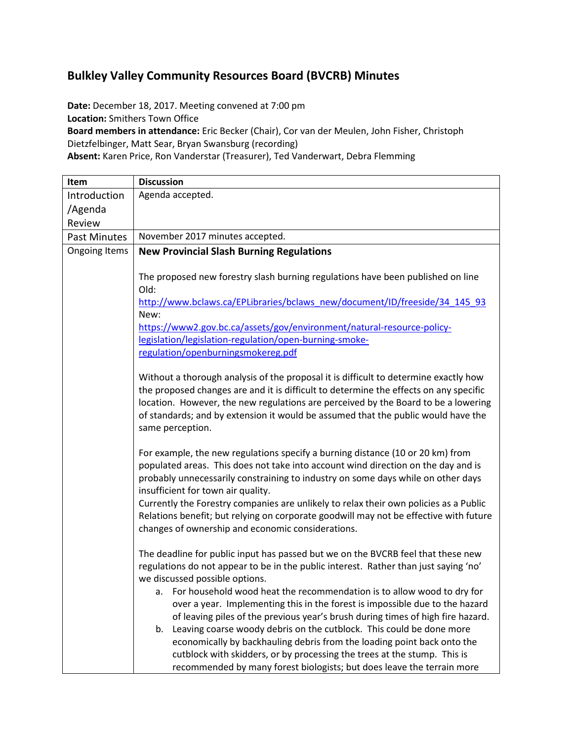# Bulkley Valley Community Resources Board (BVCRB) Minutes

**Date:** December 18, 2017. Meeting convened at 7:00 pm
**Location:** Smithers Town Office
**Board members in attendance:** Eric Becker (Chair), Cor van der Meulen, John Fisher, Christoph Dietzfelbinger, Matt Sear, Bryan Swansburg (recording)
**Absent:** Karen Price, Ron Vanderstar (Treasurer), Ted Vanderwart, Debra Flemming

| Item | Discussion |
| --- | --- |
| Introduction /Agenda Review | Agenda accepted. |
| Past Minutes | November 2017 minutes accepted. |
| Ongoing Items | **New Provincial Slash Burning Regulations**<br><br>The proposed new forestry slash burning regulations have been published on line<br>Old:<br>http://www.bclaws.ca/EPLibraries/bclaws_new/document/ID/freeside/34_145_93<br>New:<br>https://www2.gov.bc.ca/assets/gov/environment/natural-resource-policy-legislation/legislation-regulation/open-burning-smoke-regulation/openburningsmokereg.pdf<br><br>Without a thorough analysis of the proposal it is difficult to determine exactly how the proposed changes are and it is difficult to determine the effects on any specific location. However, the new regulations are perceived by the Board to be a lowering of standards; and by extension it would be assumed that the public would have the same perception.<br><br>For example, the new regulations specify a burning distance (10 or 20 km) from populated areas. This does not take into account wind direction on the day and is probably unnecessarily constraining to industry on some days while on other days insufficient for town air quality.<br>Currently the Forestry companies are unlikely to relax their own policies as a Public Relations benefit; but relying on corporate goodwill may not be effective with future changes of ownership and economic considerations.<br><br>The deadline for public input has passed but we on the BVCRB feel that these new regulations do not appear to be in the public interest. Rather than just saying 'no' we discussed possible options.<br>a. For household wood heat the recommendation is to allow wood to dry for over a year. Implementing this in the forest is impossible due to the hazard of leaving piles of the previous year's brush during times of high fire hazard.<br>b. Leaving coarse woody debris on the cutblock. This could be done more economically by backhauling debris from the loading point back onto the cutblock with skidders, or by processing the trees at the stump. This is recommended by many forest biologists; but does leave the terrain more |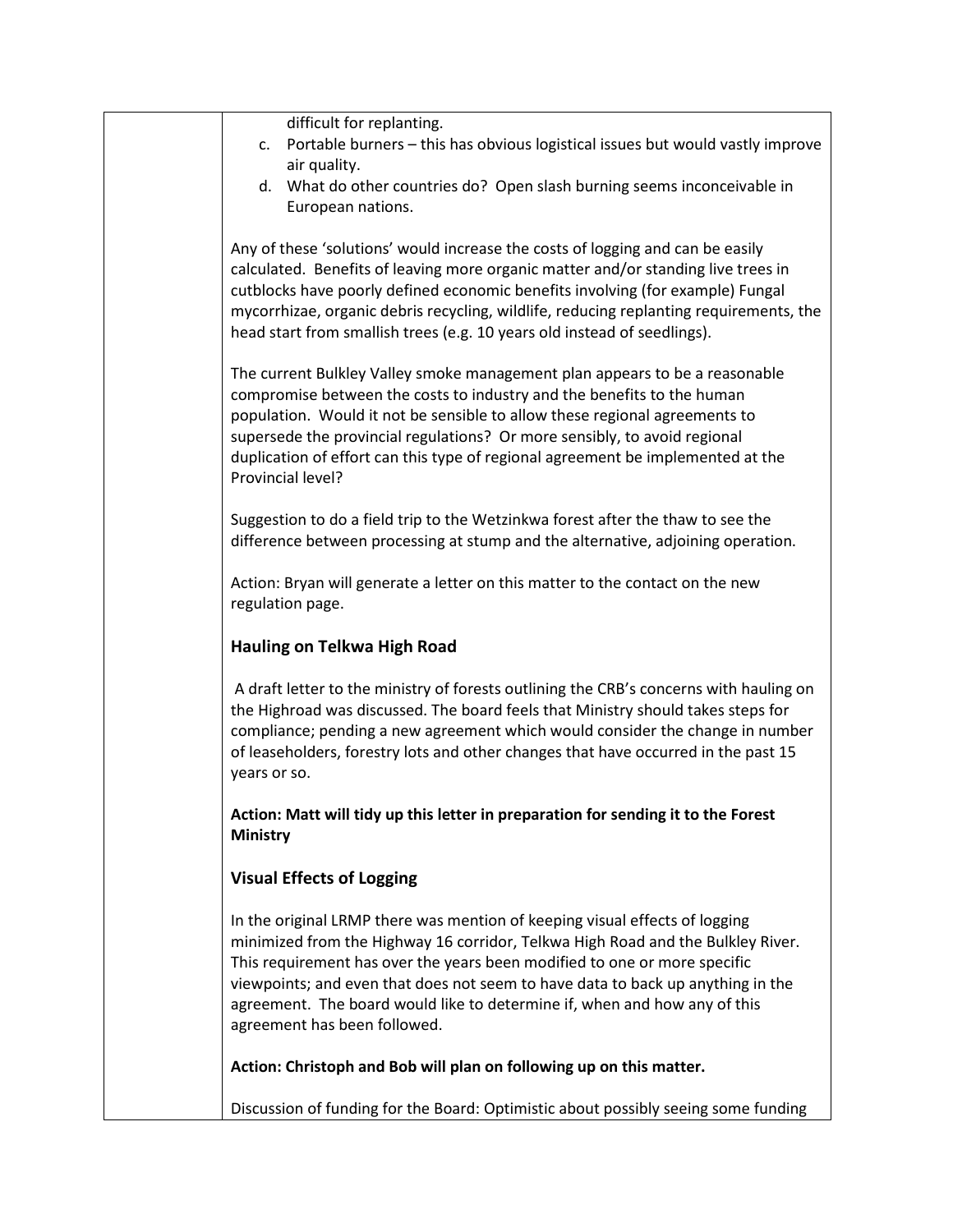difficult for replanting.

c. Portable burners – this has obvious logistical issues but would vastly improve air quality.
d. What do other countries do? Open slash burning seems inconceivable in European nations.

Any of these 'solutions' would increase the costs of logging and can be easily calculated. Benefits of leaving more organic matter and/or standing live trees in cutblocks have poorly defined economic benefits involving (for example) Fungal mycorrhizae, organic debris recycling, wildlife, reducing replanting requirements, the head start from smallish trees (e.g. 10 years old instead of seedlings).

The current Bulkley Valley smoke management plan appears to be a reasonable compromise between the costs to industry and the benefits to the human population. Would it not be sensible to allow these regional agreements to supersede the provincial regulations? Or more sensibly, to avoid regional duplication of effort can this type of regional agreement be implemented at the Provincial level?

Suggestion to do a field trip to the Wetzinkwa forest after the thaw to see the difference between processing at stump and the alternative, adjoining operation.

Action: Bryan will generate a letter on this matter to the contact on the new regulation page.

### Hauling on Telkwa High Road

A draft letter to the ministry of forests outlining the CRB's concerns with hauling on the Highroad was discussed. The board feels that Ministry should takes steps for compliance; pending a new agreement which would consider the change in number of leaseholders, forestry lots and other changes that have occurred in the past 15 years or so.

**Action: Matt will tidy up this letter in preparation for sending it to the Forest Ministry**

### Visual Effects of Logging

In the original LRMP there was mention of keeping visual effects of logging minimized from the Highway 16 corridor, Telkwa High Road and the Bulkley River. This requirement has over the years been modified to one or more specific viewpoints; and even that does not seem to have data to back up anything in the agreement. The board would like to determine if, when and how any of this agreement has been followed.

**Action: Christoph and Bob will plan on following up on this matter.**

Discussion of funding for the Board: Optimistic about possibly seeing some funding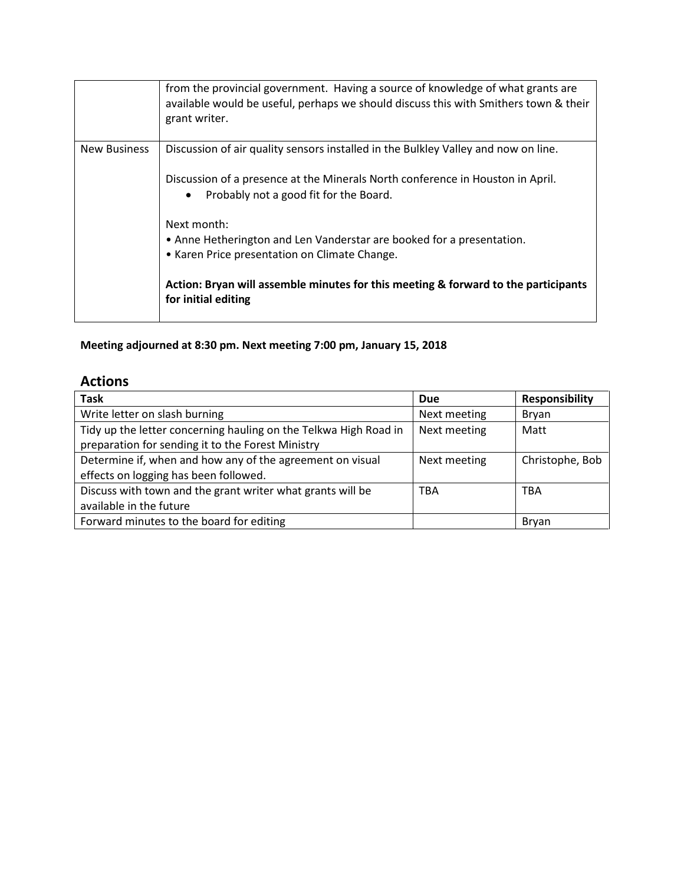| | |
|---|---|
| | from the provincial government. Having a source of knowledge of what grants are available would be useful, perhaps we should discuss this with Smithers town & their grant writer. |
| New Business | Discussion of air quality sensors installed in the Bulkley Valley and now on line.<br><br>Discussion of a presence at the Minerals North conference in Houston in April.<br>• Probably not a good fit for the Board.<br><br>Next month:<br>• Anne Hetherington and Len Vanderstar are booked for a presentation.<br>• Karen Price presentation on Climate Change.<br><br>**Action: Bryan will assemble minutes for this meeting & forward to the participants for initial editing** |

**Meeting adjourned at 8:30 pm. Next meeting 7:00 pm, January 15, 2018**

## Actions

| Task | Due | Responsibility |
|---|---|---|
| Write letter on slash burning | Next meeting | Bryan |
| Tidy up the letter concerning hauling on the Telkwa High Road in preparation for sending it to the Forest Ministry | Next meeting | Matt |
| Determine if, when and how any of the agreement on visual effects on logging has been followed. | Next meeting | Christophe, Bob |
| Discuss with town and the grant writer what grants will be available in the future | TBA | TBA |
| Forward minutes to the board for editing | | Bryan |